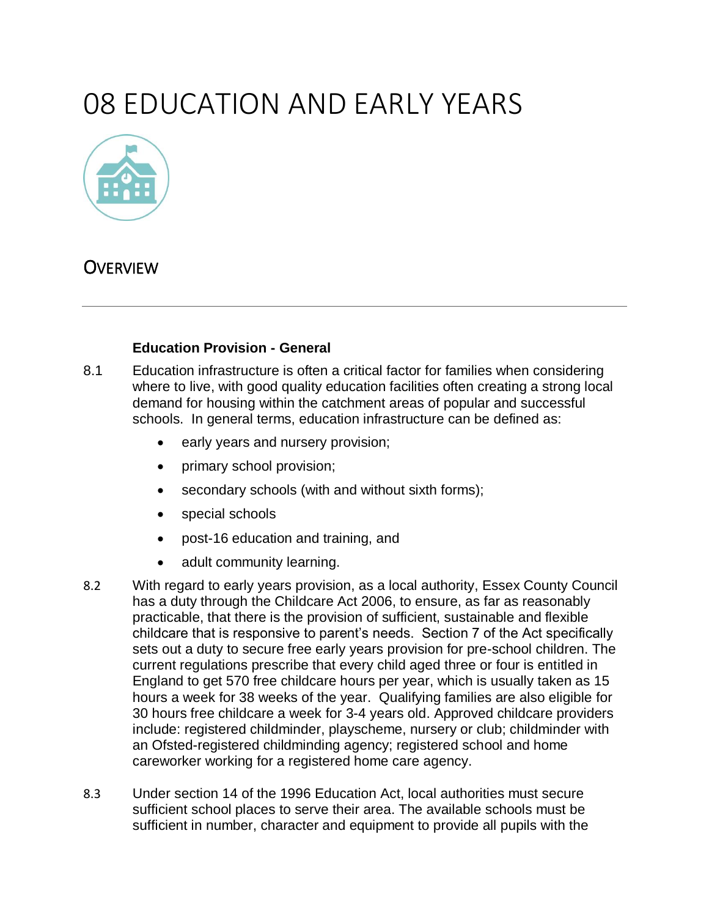# 08 EDUCATION AND EARLY YEARS

## OVERVIEW

**Education Provision - General**

8.1 Education infrastructure is often a critical factor for families when considering where to live, with good quality education facilities often creating a strong local demand for housing within the catchment areas of popular and successful schools. In general terms, education infrastructure can be defined as:

- early years and nursery provision;
- primary school provision;
- secondary schools (with and without sixth forms);
- special schools
- post-16 education and training, and
- adult community learning.

8.2 With regard to early years provision, as a local authority, Essex County Council has a duty through the Childcare Act 2006, to ensure, as far as reasonably practicable, that there is the provision of sufficient, sustainable and flexible childcare that is responsive to parent's needs. Section 7 of the Act specifically sets out a duty to secure free early years provision for pre-school children. The current regulations prescribe that every child aged three or four is entitled in England to get 570 free childcare hours per year, which is usually taken as 15 hours a week for 38 weeks of the year. Qualifying families are also eligible for 30 hours free childcare a week for 3-4 years old. Approved childcare providers include: registered childminder, playscheme, nursery or club; childminder with an Ofsted-registered childminding agency; registered school and home careworker working for a registered home care agency.

8.3 Under section 14 of the 1996 Education Act, local authorities must secure sufficient school places to serve their area. The available schools must be sufficient in number, character and equipment to provide all pupils with the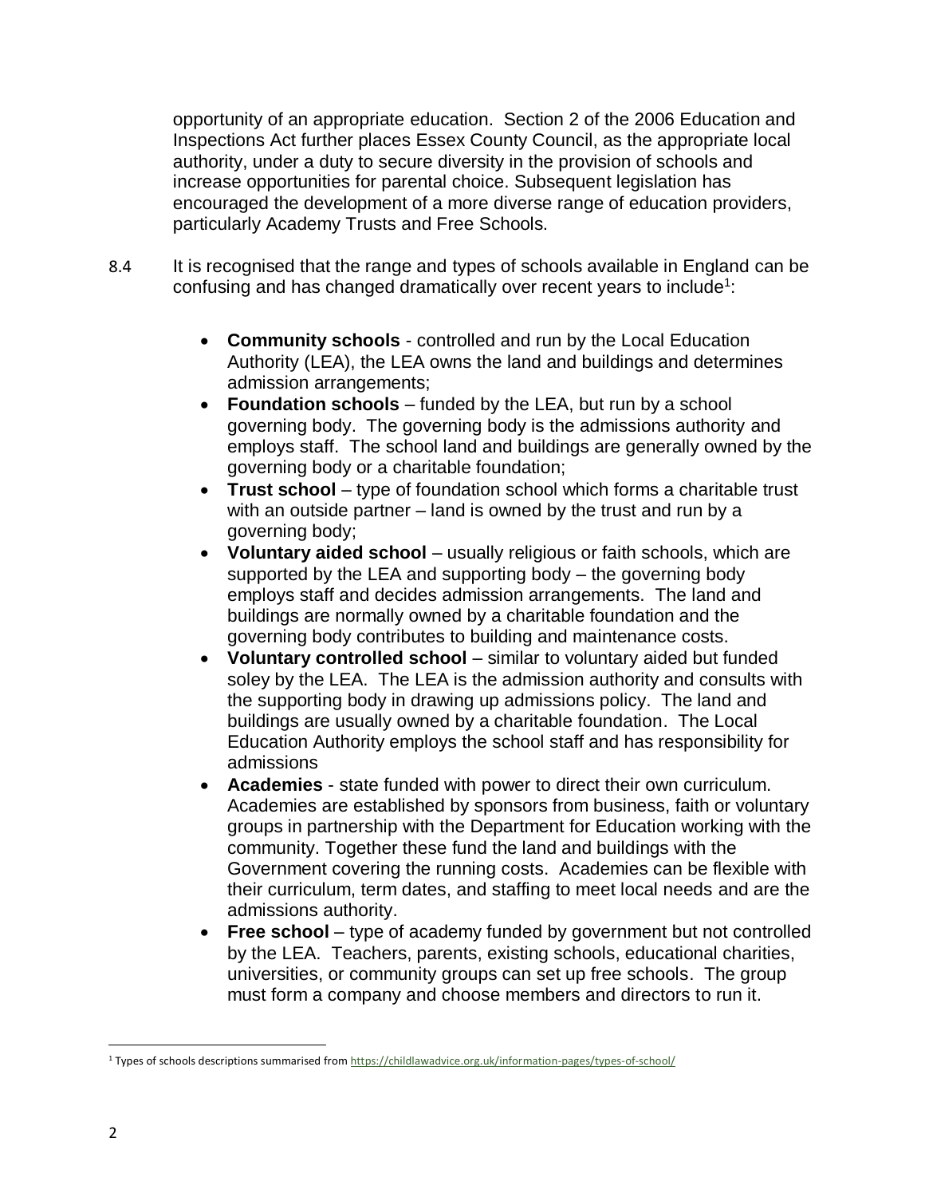opportunity of an appropriate education. Section 2 of the 2006 Education and Inspections Act further places Essex County Council, as the appropriate local authority, under a duty to secure diversity in the provision of schools and increase opportunities for parental choice. Subsequent legislation has encouraged the development of a more diverse range of education providers, particularly Academy Trusts and Free Schools.

8.4 It is recognised that the range and types of schools available in England can be confusing and has changed dramatically over recent years to include[1]:

- **Community schools** - controlled and run by the Local Education Authority (LEA), the LEA owns the land and buildings and determines admission arrangements;
- **Foundation schools** – funded by the LEA, but run by a school governing body. The governing body is the admissions authority and employs staff. The school land and buildings are generally owned by the governing body or a charitable foundation;
- **Trust school** – type of foundation school which forms a charitable trust with an outside partner – land is owned by the trust and run by a governing body;
- **Voluntary aided school** – usually religious or faith schools, which are supported by the LEA and supporting body – the governing body employs staff and decides admission arrangements. The land and buildings are normally owned by a charitable foundation and the governing body contributes to building and maintenance costs.
- **Voluntary controlled school** – similar to voluntary aided but funded soley by the LEA. The LEA is the admission authority and consults with the supporting body in drawing up admissions policy. The land and buildings are usually owned by a charitable foundation. The Local Education Authority employs the school staff and has responsibility for admissions
- **Academies** - state funded with power to direct their own curriculum. Academies are established by sponsors from business, faith or voluntary groups in partnership with the Department for Education working with the community. Together these fund the land and buildings with the Government covering the running costs. Academies can be flexible with their curriculum, term dates, and staffing to meet local needs and are the admissions authority.
- **Free school** – type of academy funded by government but not controlled by the LEA. Teachers, parents, existing schools, educational charities, universities, or community groups can set up free schools. The group must form a company and choose members and directors to run it.

[1] Types of schools descriptions summarised from https://childlawadvice.org.uk/information-pages/types-of-school/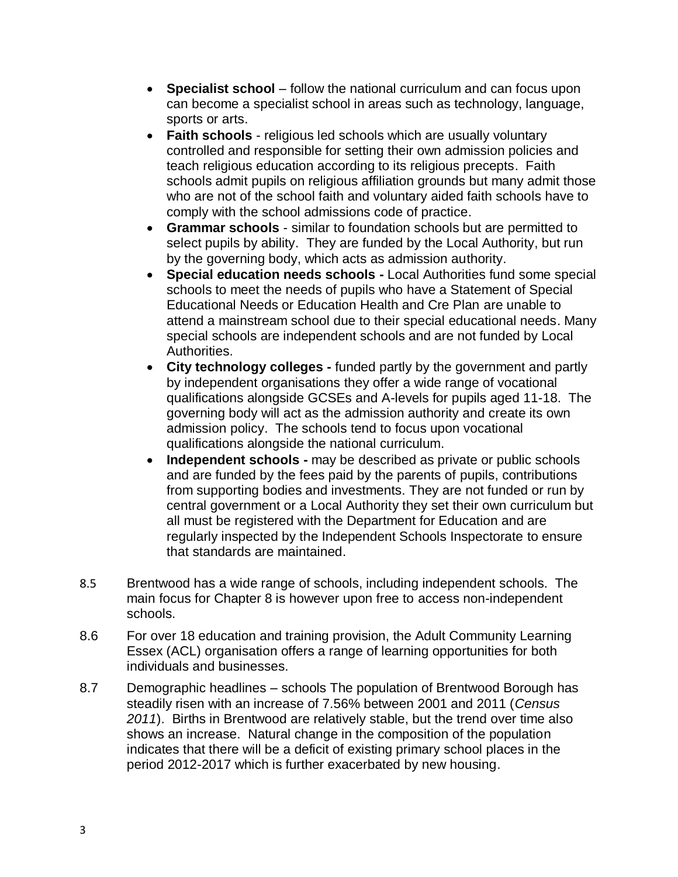- **Specialist school** – follow the national curriculum and can focus upon can become a specialist school in areas such as technology, language, sports or arts.
- **Faith schools** - religious led schools which are usually voluntary controlled and responsible for setting their own admission policies and teach religious education according to its religious precepts. Faith schools admit pupils on religious affiliation grounds but many admit those who are not of the school faith and voluntary aided faith schools have to comply with the school admissions code of practice.
- **Grammar schools** - similar to foundation schools but are permitted to select pupils by ability. They are funded by the Local Authority, but run by the governing body, which acts as admission authority.
- **Special education needs schools -** Local Authorities fund some special schools to meet the needs of pupils who have a Statement of Special Educational Needs or Education Health and Cre Plan are unable to attend a mainstream school due to their special educational needs. Many special schools are independent schools and are not funded by Local Authorities.
- **City technology colleges -** funded partly by the government and partly by independent organisations they offer a wide range of vocational qualifications alongside GCSEs and A-levels for pupils aged 11-18. The governing body will act as the admission authority and create its own admission policy. The schools tend to focus upon vocational qualifications alongside the national curriculum.
- **Independent schools -** may be described as private or public schools and are funded by the fees paid by the parents of pupils, contributions from supporting bodies and investments. They are not funded or run by central government or a Local Authority they set their own curriculum but all must be registered with the Department for Education and are regularly inspected by the Independent Schools Inspectorate to ensure that standards are maintained.

8.5 Brentwood has a wide range of schools, including independent schools. The main focus for Chapter 8 is however upon free to access non-independent schools.

8.6 For over 18 education and training provision, the Adult Community Learning Essex (ACL) organisation offers a range of learning opportunities for both individuals and businesses.

8.7 Demographic headlines – schools The population of Brentwood Borough has steadily risen with an increase of 7.56% between 2001 and 2011 (*Census 2011*). Births in Brentwood are relatively stable, but the trend over time also shows an increase. Natural change in the composition of the population indicates that there will be a deficit of existing primary school places in the period 2012-2017 which is further exacerbated by new housing.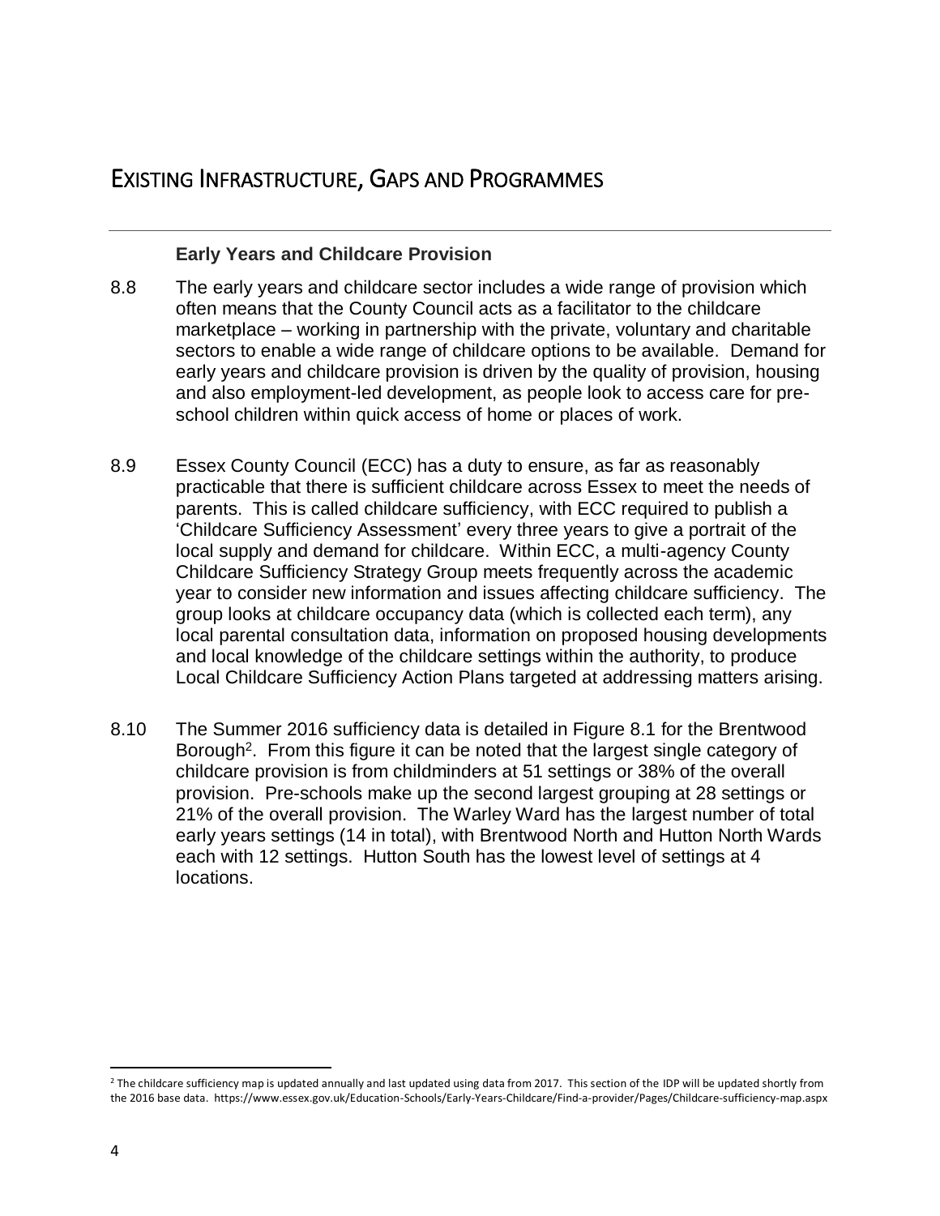# EXISTING INFRASTRUCTURE, GAPS AND PROGRAMMES

### Early Years and Childcare Provision

8.8 The early years and childcare sector includes a wide range of provision which often means that the County Council acts as a facilitator to the childcare marketplace – working in partnership with the private, voluntary and charitable sectors to enable a wide range of childcare options to be available. Demand for early years and childcare provision is driven by the quality of provision, housing and also employment-led development, as people look to access care for pre-school children within quick access of home or places of work.

8.9 Essex County Council (ECC) has a duty to ensure, as far as reasonably practicable that there is sufficient childcare across Essex to meet the needs of parents. This is called childcare sufficiency, with ECC required to publish a 'Childcare Sufficiency Assessment' every three years to give a portrait of the local supply and demand for childcare. Within ECC, a multi-agency County Childcare Sufficiency Strategy Group meets frequently across the academic year to consider new information and issues affecting childcare sufficiency. The group looks at childcare occupancy data (which is collected each term), any local parental consultation data, information on proposed housing developments and local knowledge of the childcare settings within the authority, to produce Local Childcare Sufficiency Action Plans targeted at addressing matters arising.

8.10 The Summer 2016 sufficiency data is detailed in Figure 8.1 for the Brentwood Borough[2]. From this figure it can be noted that the largest single category of childcare provision is from childminders at 51 settings or 38% of the overall provision. Pre-schools make up the second largest grouping at 28 settings or 21% of the overall provision. The Warley Ward has the largest number of total early years settings (14 in total), with Brentwood North and Hutton North Wards each with 12 settings. Hutton South has the lowest level of settings at 4 locations.

[2] The childcare sufficiency map is updated annually and last updated using data from 2017. This section of the IDP will be updated shortly from the 2016 base data. https://www.essex.gov.uk/Education-Schools/Early-Years-Childcare/Find-a-provider/Pages/Childcare-sufficiency-map.aspx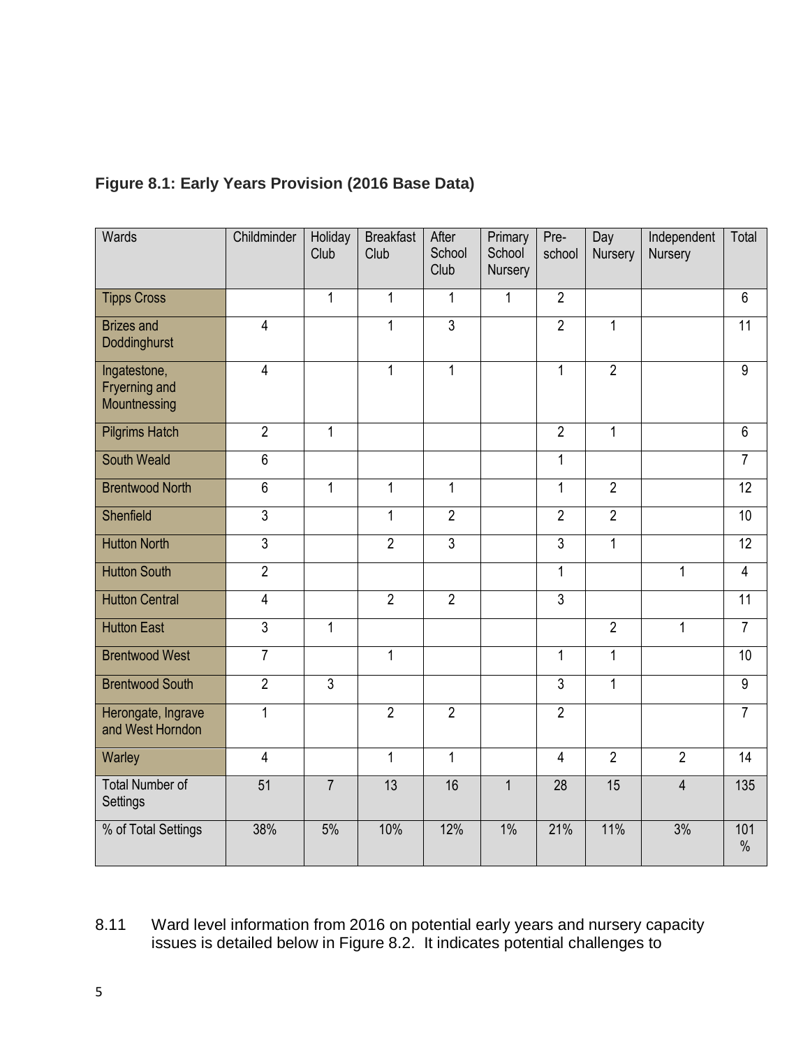**Figure 8.1: Early Years Provision (2016 Base Data)**

| Wards | Childminder | Holiday Club | Breakfast Club | After School Club | Primary School Nursery | Pre-school | Day Nursery | Independent Nursery | Total |
|---|---|---|---|---|---|---|---|---|---|
| Tipps Cross | | 1 | 1 | 1 | 1 | 2 | | | 6 |
| Brizes and Doddinghurst | 4 | | 1 | 3 | | 2 | 1 | | 11 |
| Ingatestone, Fryerning and Mountnessing | 4 | | 1 | 1 | | 1 | 2 | | 9 |
| Pilgrims Hatch | 2 | 1 | | | | 2 | 1 | | 6 |
| South Weald | 6 | | | | | 1 | | | 7 |
| Brentwood North | 6 | 1 | 1 | 1 | | 1 | 2 | | 12 |
| Shenfield | 3 | | 1 | 2 | | 2 | 2 | | 10 |
| Hutton North | 3 | | 2 | 3 | | 3 | 1 | | 12 |
| Hutton South | 2 | | | | | 1 | | 1 | 4 |
| Hutton Central | 4 | | 2 | 2 | | 3 | | | 11 |
| Hutton East | 3 | 1 | | | | | 2 | 1 | 7 |
| Brentwood West | 7 | | 1 | | | 1 | 1 | | 10 |
| Brentwood South | 2 | 3 | | | | 3 | 1 | | 9 |
| Herongate, Ingrave and West Horndon | 1 | | 2 | 2 | | 2 | | | 7 |
| Warley | 4 | | 1 | 1 | | 4 | 2 | 2 | 14 |
| Total Number of Settings | 51 | 7 | 13 | 16 | 1 | 28 | 15 | 4 | 135 |
| % of Total Settings | 38% | 5% | 10% | 12% | 1% | 21% | 11% | 3% | 101 % |

8.11 Ward level information from 2016 on potential early years and nursery capacity issues is detailed below in Figure 8.2. It indicates potential challenges to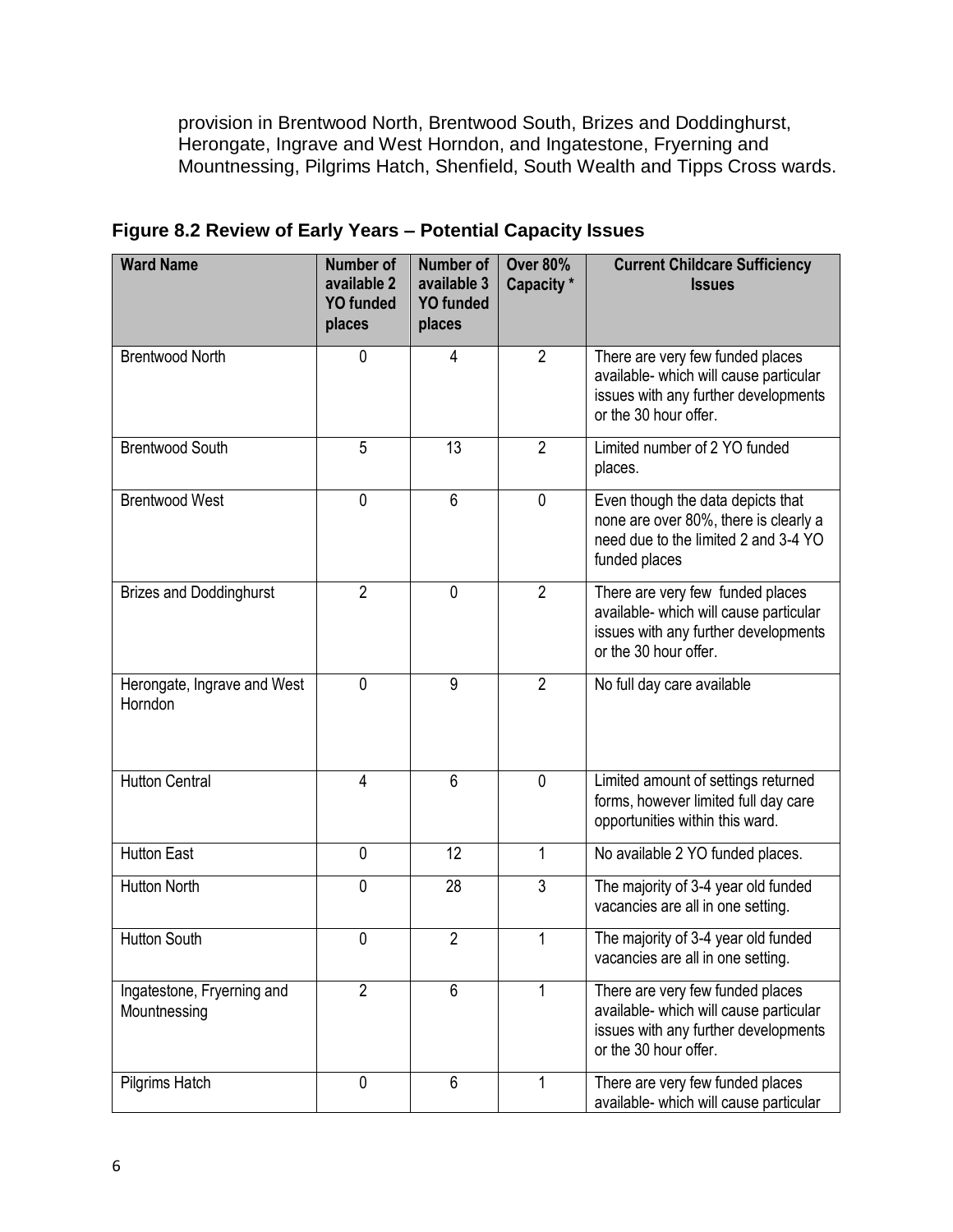provision in Brentwood North, Brentwood South, Brizes and Doddinghurst, Herongate, Ingrave and West Horndon, and Ingatestone, Fryerning and Mountnessing, Pilgrims Hatch, Shenfield, South Wealth and Tipps Cross wards.

**Figure 8.2 Review of Early Years – Potential Capacity Issues**

| Ward Name | Number of available 2 YO funded places | Number of available 3 YO funded places | Over 80% Capacity * | Current Childcare Sufficiency Issues |
|---|---|---|---|---|
| Brentwood North | 0 | 4 | 2 | There are very few funded places available- which will cause particular issues with any further developments or the 30 hour offer. |
| Brentwood South | 5 | 13 | 2 | Limited number of 2 YO funded places. |
| Brentwood West | 0 | 6 | 0 | Even though the data depicts that none are over 80%, there is clearly a need due to the limited 2 and 3-4 YO funded places |
| Brizes and Doddinghurst | 2 | 0 | 2 | There are very few funded places available- which will cause particular issues with any further developments or the 30 hour offer. |
| Herongate, Ingrave and West Horndon | 0 | 9 | 2 | No full day care available |
| Hutton Central | 4 | 6 | 0 | Limited amount of settings returned forms, however limited full day care opportunities within this ward. |
| Hutton East | 0 | 12 | 1 | No available 2 YO funded places. |
| Hutton North | 0 | 28 | 3 | The majority of 3-4 year old funded vacancies are all in one setting. |
| Hutton South | 0 | 2 | 1 | The majority of 3-4 year old funded vacancies are all in one setting. |
| Ingatestone, Fryerning and Mountnessing | 2 | 6 | 1 | There are very few funded places available- which will cause particular issues with any further developments or the 30 hour offer. |
| Pilgrims Hatch | 0 | 6 | 1 | There are very few funded places available- which will cause particular |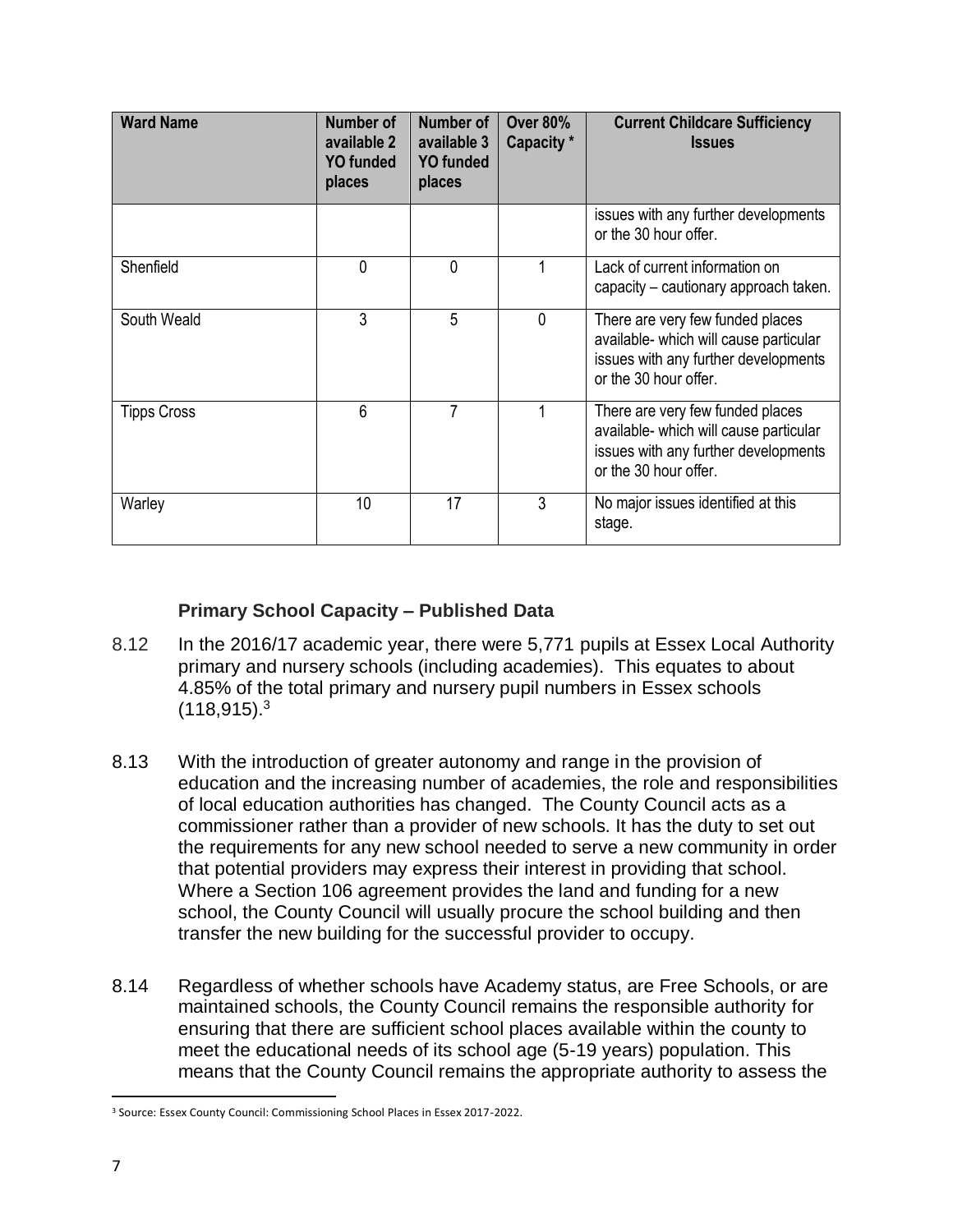| Ward Name | Number of available 2 YO funded places | Number of available 3 YO funded places | Over 80% Capacity * | Current Childcare Sufficiency Issues |
|---|---|---|---|---|
| | | | | issues with any further developments or the 30 hour offer. |
| Shenfield | 0 | 0 | 1 | Lack of current information on capacity – cautionary approach taken. |
| South Weald | 3 | 5 | 0 | There are very few funded places available- which will cause particular issues with any further developments or the 30 hour offer. |
| Tipps Cross | 6 | 7 | 1 | There are very few funded places available- which will cause particular issues with any further developments or the 30 hour offer. |
| Warley | 10 | 17 | 3 | No major issues identified at this stage. |

### Primary School Capacity – Published Data

8.12 In the 2016/17 academic year, there were 5,771 pupils at Essex Local Authority primary and nursery schools (including academies). This equates to about 4.85% of the total primary and nursery pupil numbers in Essex schools (118,915).[3]

8.13 With the introduction of greater autonomy and range in the provision of education and the increasing number of academies, the role and responsibilities of local education authorities has changed. The County Council acts as a commissioner rather than a provider of new schools. It has the duty to set out the requirements for any new school needed to serve a new community in order that potential providers may express their interest in providing that school. Where a Section 106 agreement provides the land and funding for a new school, the County Council will usually procure the school building and then transfer the new building for the successful provider to occupy.

8.14 Regardless of whether schools have Academy status, are Free Schools, or are maintained schools, the County Council remains the responsible authority for ensuring that there are sufficient school places available within the county to meet the educational needs of its school age (5-19 years) population. This means that the County Council remains the appropriate authority to assess the

[3] Source: Essex County Council: Commissioning School Places in Essex 2017-2022.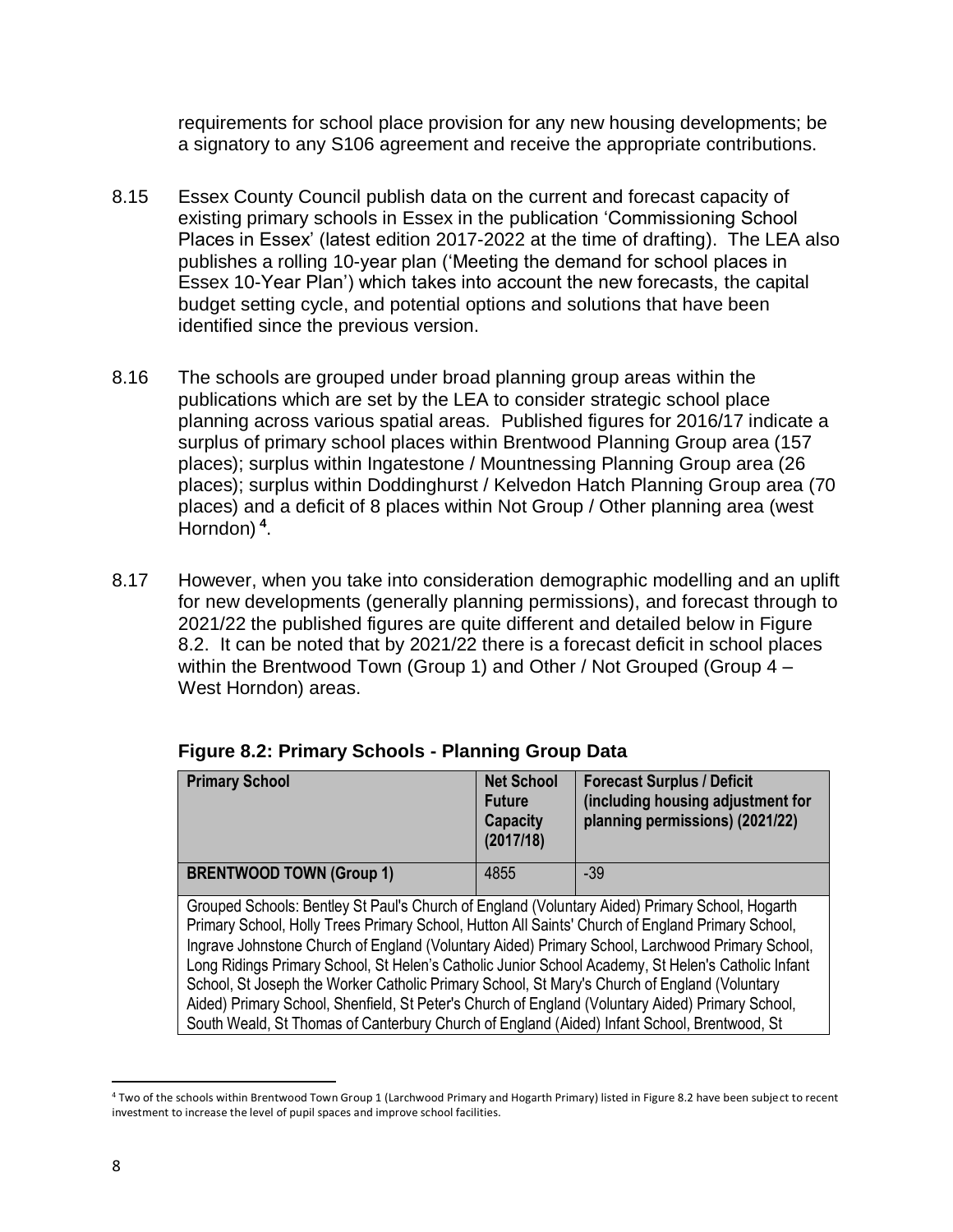requirements for school place provision for any new housing developments; be a signatory to any S106 agreement and receive the appropriate contributions.

8.15 Essex County Council publish data on the current and forecast capacity of existing primary schools in Essex in the publication 'Commissioning School Places in Essex' (latest edition 2017-2022 at the time of drafting). The LEA also publishes a rolling 10-year plan ('Meeting the demand for school places in Essex 10-Year Plan') which takes into account the new forecasts, the capital budget setting cycle, and potential options and solutions that have been identified since the previous version.

8.16 The schools are grouped under broad planning group areas within the publications which are set by the LEA to consider strategic school place planning across various spatial areas. Published figures for 2016/17 indicate a surplus of primary school places within Brentwood Planning Group area (157 places); surplus within Ingatestone / Mountnessing Planning Group area (26 places); surplus within Doddinghurst / Kelvedon Hatch Planning Group area (70 places) and a deficit of 8 places within Not Group / Other planning area (west Horndon) [4].

8.17 However, when you take into consideration demographic modelling and an uplift for new developments (generally planning permissions), and forecast through to 2021/22 the published figures are quite different and detailed below in Figure 8.2. It can be noted that by 2021/22 there is a forecast deficit in school places within the Brentwood Town (Group 1) and Other / Not Grouped (Group 4 – West Horndon) areas.

**Figure 8.2: Primary Schools - Planning Group Data**

| Primary School | Net School Future Capacity (2017/18) | Forecast Surplus / Deficit (including housing adjustment for planning permissions) (2021/22) |
|---|---|---|
| **BRENTWOOD TOWN (Group 1)** | 4855 | -39 |
| Grouped Schools: Bentley St Paul's Church of England (Voluntary Aided) Primary School, Hogarth Primary School, Holly Trees Primary School, Hutton All Saints' Church of England Primary School, Ingrave Johnstone Church of England (Voluntary Aided) Primary School, Larchwood Primary School, Long Ridings Primary School, St Helen's Catholic Junior School Academy, St Helen's Catholic Infant School, St Joseph the Worker Catholic Primary School, St Mary's Church of England (Voluntary Aided) Primary School, Shenfield, St Peter's Church of England (Voluntary Aided) Primary School, South Weald, St Thomas of Canterbury Church of England (Aided) Infant School, Brentwood, St | | |

[4] Two of the schools within Brentwood Town Group 1 (Larchwood Primary and Hogarth Primary) listed in Figure 8.2 have been subject to recent investment to increase the level of pupil spaces and improve school facilities.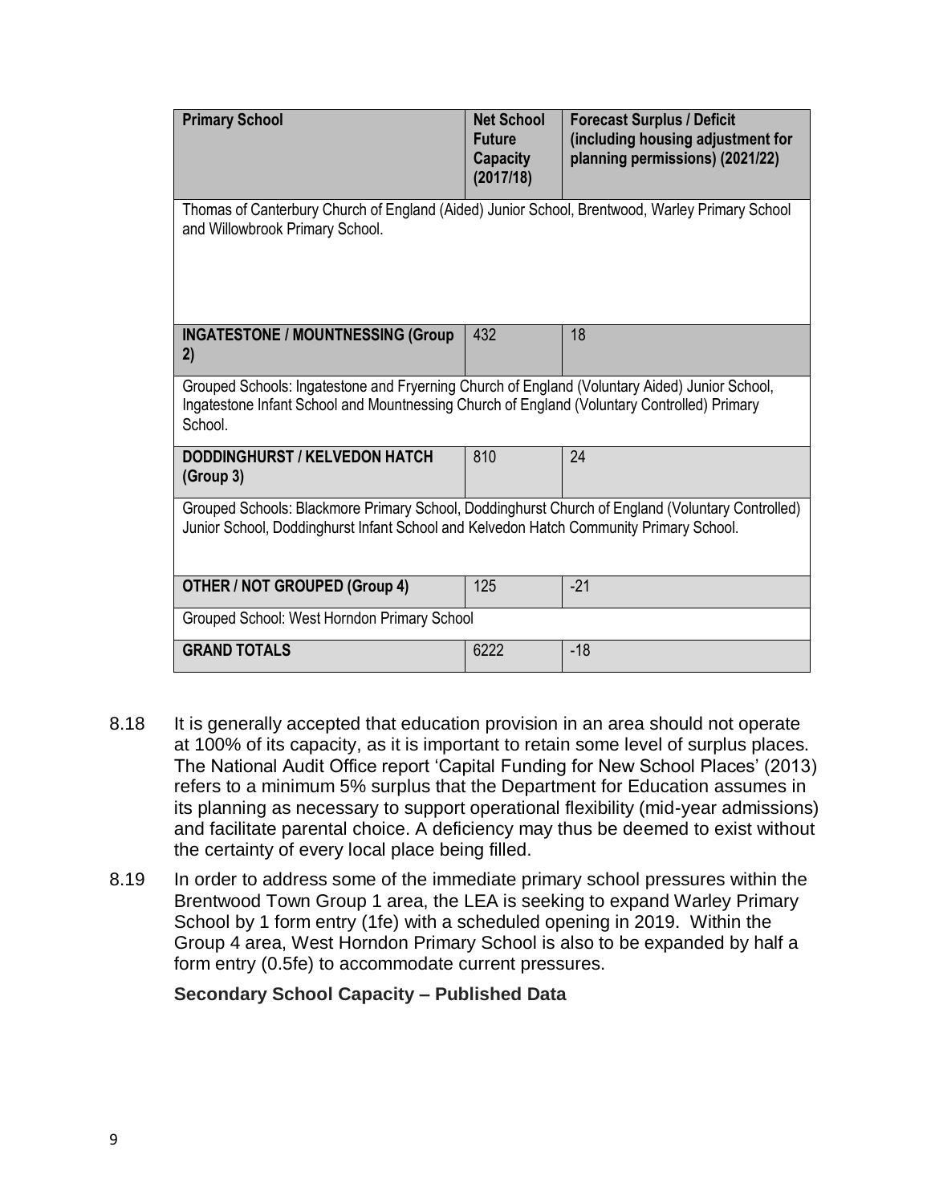| Primary School | Net School Future Capacity (2017/18) | Forecast Surplus / Deficit (including housing adjustment for planning permissions) (2021/22) |
|---|---|---|
| Thomas of Canterbury Church of England (Aided) Junior School, Brentwood, Warley Primary School and Willowbrook Primary School. | | |
| **INGATESTONE / MOUNTNESSING (Group 2)** | 432 | 18 |
| Grouped Schools: Ingatestone and Fryerning Church of England (Voluntary Aided) Junior School, Ingatestone Infant School and Mountnessing Church of England (Voluntary Controlled) Primary School. | | |
| **DODDINGHURST / KELVEDON HATCH (Group 3)** | 810 | 24 |
| Grouped Schools: Blackmore Primary School, Doddinghurst Church of England (Voluntary Controlled) Junior School, Doddinghurst Infant School and Kelvedon Hatch Community Primary School. | | |
| **OTHER / NOT GROUPED (Group 4)** | 125 | -21 |
| Grouped School: West Horndon Primary School | | |
| **GRAND TOTALS** | 6222 | -18 |

8.18 It is generally accepted that education provision in an area should not operate at 100% of its capacity, as it is important to retain some level of surplus places. The National Audit Office report 'Capital Funding for New School Places' (2013) refers to a minimum 5% surplus that the Department for Education assumes in its planning as necessary to support operational flexibility (mid-year admissions) and facilitate parental choice. A deficiency may thus be deemed to exist without the certainty of every local place being filled.

8.19 In order to address some of the immediate primary school pressures within the Brentwood Town Group 1 area, the LEA is seeking to expand Warley Primary School by 1 form entry (1fe) with a scheduled opening in 2019. Within the Group 4 area, West Horndon Primary School is also to be expanded by half a form entry (0.5fe) to accommodate current pressures.

**Secondary School Capacity – Published Data**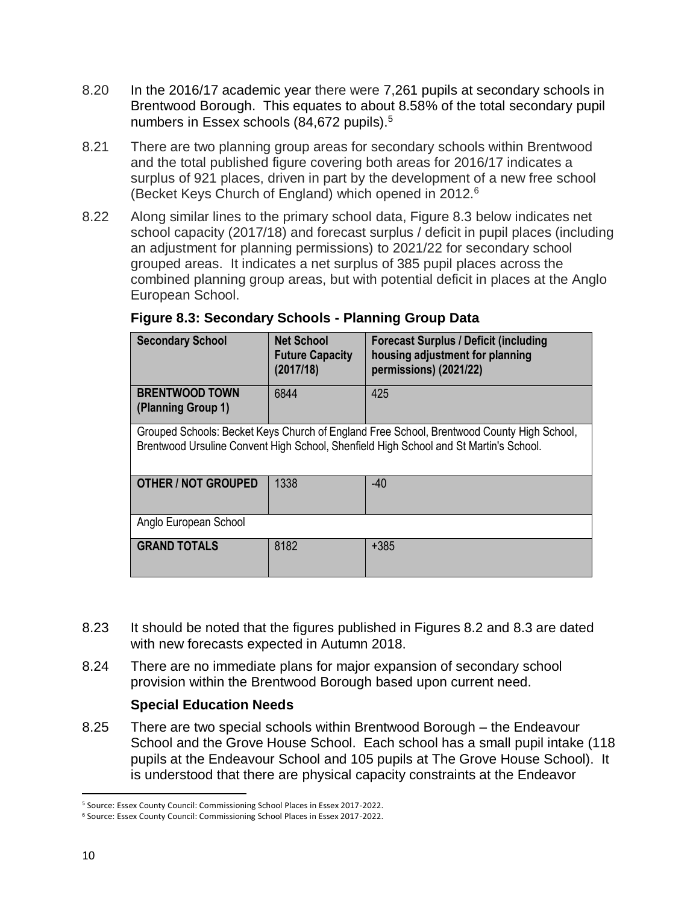8.20 In the 2016/17 academic year there were 7,261 pupils at secondary schools in Brentwood Borough. This equates to about 8.58% of the total secondary pupil numbers in Essex schools (84,672 pupils).[5]

8.21 There are two planning group areas for secondary schools within Brentwood and the total published figure covering both areas for 2016/17 indicates a surplus of 921 places, driven in part by the development of a new free school (Becket Keys Church of England) which opened in 2012.[6]

8.22 Along similar lines to the primary school data, Figure 8.3 below indicates net school capacity (2017/18) and forecast surplus / deficit in pupil places (including an adjustment for planning permissions) to 2021/22 for secondary school grouped areas. It indicates a net surplus of 385 pupil places across the combined planning group areas, but with potential deficit in places at the Anglo European School.

**Figure 8.3: Secondary Schools - Planning Group Data**

| Secondary School | Net School Future Capacity (2017/18) | Forecast Surplus / Deficit (including housing adjustment for planning permissions) (2021/22) |
|---|---|---|
| **BRENTWOOD TOWN (Planning Group 1)** | 6844 | 425 |
| Grouped Schools: Becket Keys Church of England Free School, Brentwood County High School, Brentwood Ursuline Convent High School, Shenfield High School and St Martin's School. | | |
| **OTHER / NOT GROUPED** | 1338 | -40 |
| Anglo European School | | |
| **GRAND TOTALS** | 8182 | +385 |

8.23 It should be noted that the figures published in Figures 8.2 and 8.3 are dated with new forecasts expected in Autumn 2018.

8.24 There are no immediate plans for major expansion of secondary school provision within the Brentwood Borough based upon current need.

### Special Education Needs

8.25 There are two special schools within Brentwood Borough – the Endeavour School and the Grove House School. Each school has a small pupil intake (118 pupils at the Endeavour School and 105 pupils at The Grove House School). It is understood that there are physical capacity constraints at the Endeavor

---

[5] Source: Essex County Council: Commissioning School Places in Essex 2017-2022.

[6] Source: Essex County Council: Commissioning School Places in Essex 2017-2022.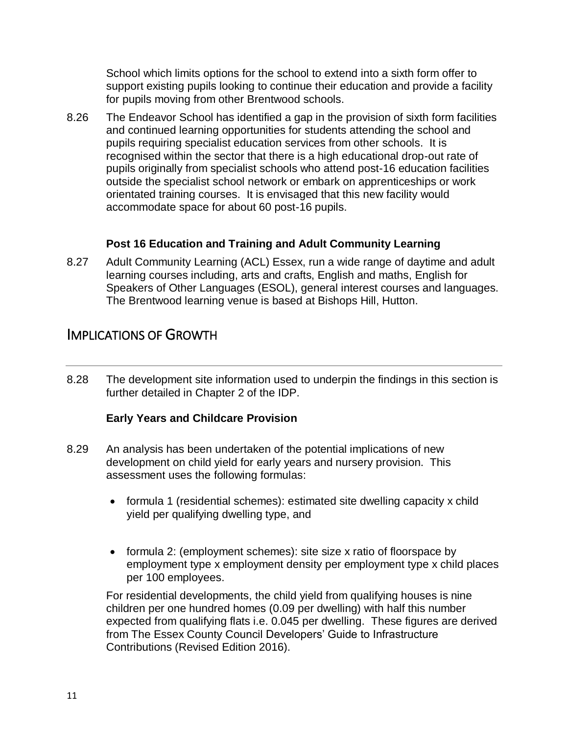School which limits options for the school to extend into a sixth form offer to support existing pupils looking to continue their education and provide a facility for pupils moving from other Brentwood schools.

8.26 The Endeavor School has identified a gap in the provision of sixth form facilities and continued learning opportunities for students attending the school and pupils requiring specialist education services from other schools. It is recognised within the sector that there is a high educational drop-out rate of pupils originally from specialist schools who attend post-16 education facilities outside the specialist school network or embark on apprenticeships or work orientated training courses. It is envisaged that this new facility would accommodate space for about 60 post-16 pupils.

**Post 16 Education and Training and Adult Community Learning**

8.27 Adult Community Learning (ACL) Essex, run a wide range of daytime and adult learning courses including, arts and crafts, English and maths, English for Speakers of Other Languages (ESOL), general interest courses and languages. The Brentwood learning venue is based at Bishops Hill, Hutton.

## Implications of Growth

8.28 The development site information used to underpin the findings in this section is further detailed in Chapter 2 of the IDP.

**Early Years and Childcare Provision**

8.29 An analysis has been undertaken of the potential implications of new development on child yield for early years and nursery provision. This assessment uses the following formulas:

- formula 1 (residential schemes): estimated site dwelling capacity x child yield per qualifying dwelling type, and
- formula 2: (employment schemes): site size x ratio of floorspace by employment type x employment density per employment type x child places per 100 employees.

For residential developments, the child yield from qualifying houses is nine children per one hundred homes (0.09 per dwelling) with half this number expected from qualifying flats i.e. 0.045 per dwelling. These figures are derived from The Essex County Council Developers' Guide to Infrastructure Contributions (Revised Edition 2016).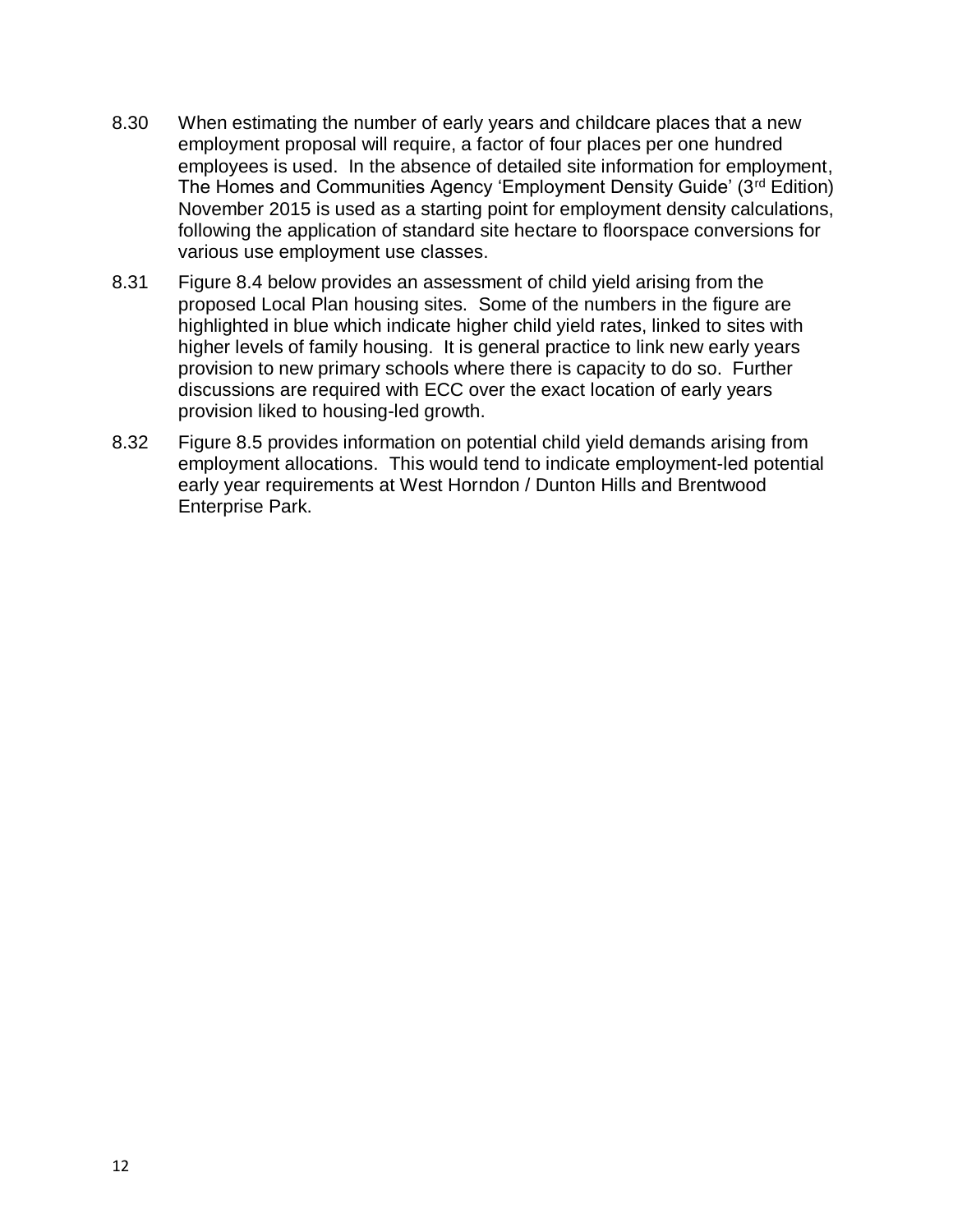8.30 When estimating the number of early years and childcare places that a new employment proposal will require, a factor of four places per one hundred employees is used. In the absence of detailed site information for employment, The Homes and Communities Agency 'Employment Density Guide' (3rd Edition) November 2015 is used as a starting point for employment density calculations, following the application of standard site hectare to floorspace conversions for various use employment use classes.

8.31 Figure 8.4 below provides an assessment of child yield arising from the proposed Local Plan housing sites. Some of the numbers in the figure are highlighted in blue which indicate higher child yield rates, linked to sites with higher levels of family housing. It is general practice to link new early years provision to new primary schools where there is capacity to do so. Further discussions are required with ECC over the exact location of early years provision liked to housing-led growth.

8.32 Figure 8.5 provides information on potential child yield demands arising from employment allocations. This would tend to indicate employment-led potential early year requirements at West Horndon / Dunton Hills and Brentwood Enterprise Park.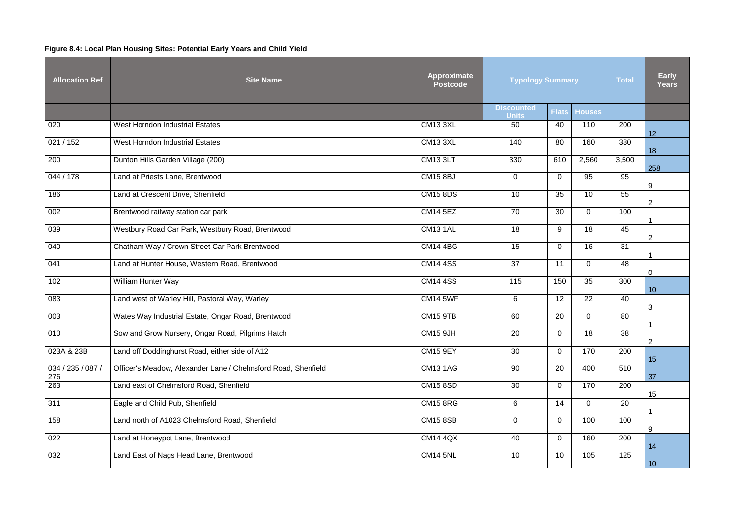**Figure 8.4: Local Plan Housing Sites: Potential Early Years and Child Yield**

| Allocation Ref | Site Name | Approximate Postcode | Typology Summary | | | Total | Early Years |
|---|---|---|---|---|---|---|---|
| | | | Discounted Units | Flats | Houses | | |
| 020 | West Horndon Industrial Estates | CM13 3XL | 50 | 40 | 110 | 200 | 12 |
| 021 / 152 | West Horndon Industrial Estates | CM13 3XL | 140 | 80 | 160 | 380 | 18 |
| 200 | Dunton Hills Garden Village (200) | CM13 3LT | 330 | 610 | 2,560 | 3,500 | 258 |
| 044 / 178 | Land at Priests Lane, Brentwood | CM15 8BJ | 0 | 0 | 95 | 95 | 9 |
| 186 | Land at Crescent Drive, Shenfield | CM15 8DS | 10 | 35 | 10 | 55 | 2 |
| 002 | Brentwood railway station car park | CM14 5EZ | 70 | 30 | 0 | 100 | 1 |
| 039 | Westbury Road Car Park, Westbury Road, Brentwood | CM13 1AL | 18 | 9 | 18 | 45 | 2 |
| 040 | Chatham Way / Crown Street Car Park Brentwood | CM14 4BG | 15 | 0 | 16 | 31 | 1 |
| 041 | Land at Hunter House, Western Road, Brentwood | CM14 4SS | 37 | 11 | 0 | 48 | 0 |
| 102 | William Hunter Way | CM14 4SS | 115 | 150 | 35 | 300 | 10 |
| 083 | Land west of Warley Hill, Pastoral Way, Warley | CM14 5WF | 6 | 12 | 22 | 40 | 3 |
| 003 | Wates Way Industrial Estate, Ongar Road, Brentwood | CM15 9TB | 60 | 20 | 0 | 80 | 1 |
| 010 | Sow and Grow Nursery, Ongar Road, Pilgrims Hatch | CM15 9JH | 20 | 0 | 18 | 38 | 2 |
| 023A & 23B | Land off Doddinghurst Road, either side of A12 | CM15 9EY | 30 | 0 | 170 | 200 | 15 |
| 034 / 235 / 087 / 276 | Officer's Meadow, Alexander Lane / Chelmsford Road, Shenfield | CM13 1AG | 90 | 20 | 400 | 510 | 37 |
| 263 | Land east of Chelmsford Road, Shenfield | CM15 8SD | 30 | 0 | 170 | 200 | 15 |
| 311 | Eagle and Child Pub, Shenfield | CM15 8RG | 6 | 14 | 0 | 20 | 1 |
| 158 | Land north of A1023 Chelmsford Road, Shenfield | CM15 8SB | 0 | 0 | 100 | 100 | 9 |
| 022 | Land at Honeypot Lane, Brentwood | CM14 4QX | 40 | 0 | 160 | 200 | 14 |
| 032 | Land East of Nags Head Lane, Brentwood | CM14 5NL | 10 | 10 | 105 | 125 | 10 |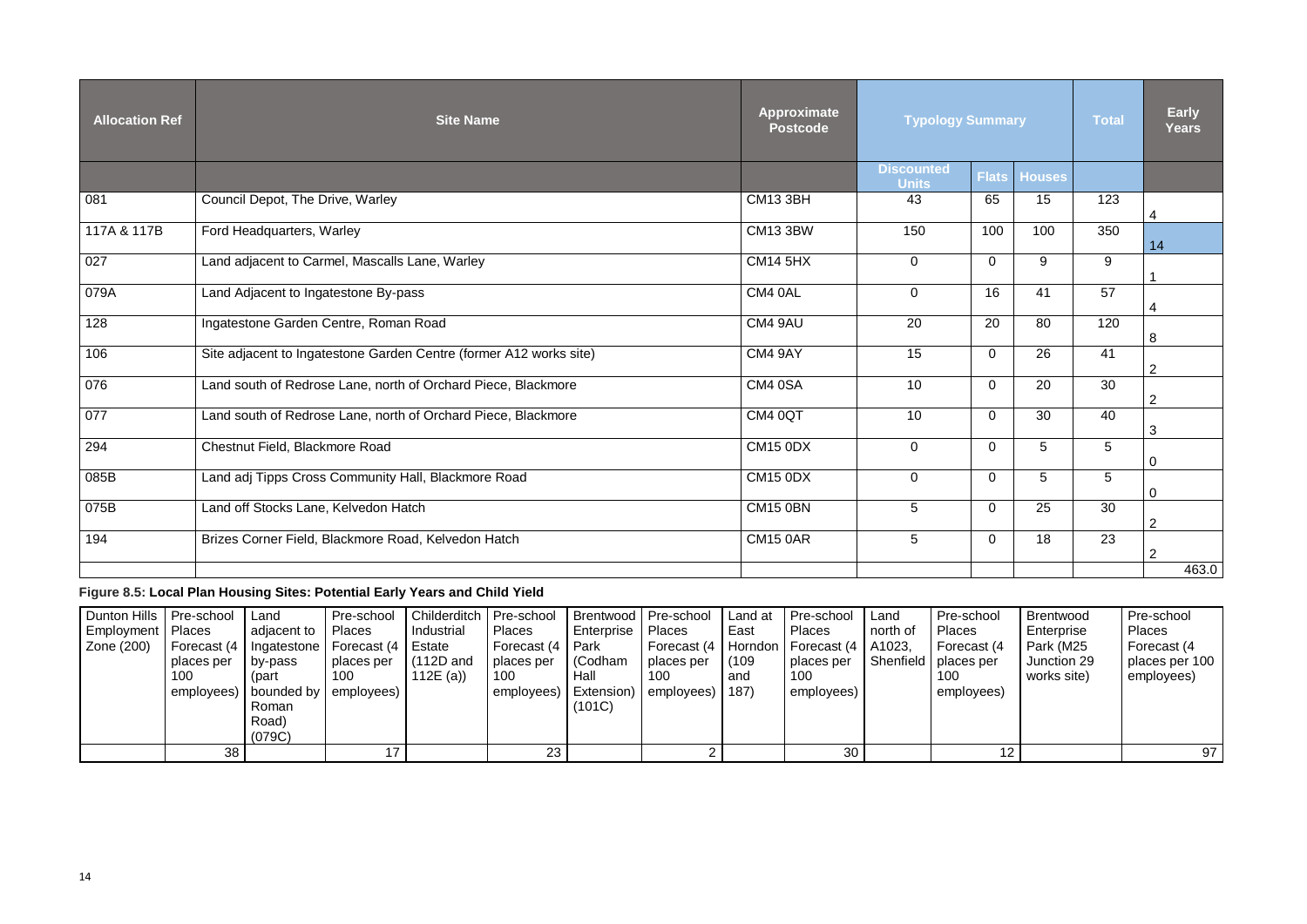| Allocation Ref | Site Name | Approximate Postcode | Typology Summary | | | Total | Early Years |
|---|---|---|---|---|---|---|---|
| | | | Discounted Units | Flats | Houses | | |
| 081 | Council Depot, The Drive, Warley | CM13 3BH | 43 | 65 | 15 | 123 | 4 |
| 117A & 117B | Ford Headquarters, Warley | CM13 3BW | 150 | 100 | 100 | 350 | 14 |
| 027 | Land adjacent to Carmel, Mascalls Lane, Warley | CM14 5HX | 0 | 0 | 9 | 9 | 1 |
| 079A | Land Adjacent to Ingatestone By-pass | CM4 0AL | 0 | 16 | 41 | 57 | 4 |
| 128 | Ingatestone Garden Centre, Roman Road | CM4 9AU | 20 | 20 | 80 | 120 | 8 |
| 106 | Site adjacent to Ingatestone Garden Centre (former A12 works site) | CM4 9AY | 15 | 0 | 26 | 41 | 2 |
| 076 | Land south of Redrose Lane, north of Orchard Piece, Blackmore | CM4 0SA | 10 | 0 | 20 | 30 | 2 |
| 077 | Land south of Redrose Lane, north of Orchard Piece, Blackmore | CM4 0QT | 10 | 0 | 30 | 40 | 3 |
| 294 | Chestnut Field, Blackmore Road | CM15 0DX | 0 | 0 | 5 | 5 | 0 |
| 085B | Land adj Tipps Cross Community Hall, Blackmore Road | CM15 0DX | 0 | 0 | 5 | 5 | 0 |
| 075B | Land off Stocks Lane, Kelvedon Hatch | CM15 0BN | 5 | 0 | 25 | 30 | 2 |
| 194 | Brizes Corner Field, Blackmore Road, Kelvedon Hatch | CM15 0AR | 5 | 0 | 18 | 23 | 2 |
| | | | | | | | 463.0 |

**Figure 8.5: Local Plan Housing Sites: Potential Early Years and Child Yield**

| Dunton Hills Employment Zone (200) | Pre-school Places Forecast (4 places per 100 employees) | Land adjacent to Ingatestone by-pass (part bounded by Roman Road) (079C) | Pre-school Places Forecast (4 places per 100 employees) | Childerditch Industrial Estate (112D and 112E (a)) | Pre-school Places Forecast (4 places per 100 employees) | Brentwood Enterprise Park (Codham Hall Extension) (101C) | Pre-school Places Forecast (4 places per 100 employees) | Land at East Horndon (109 and 187) | Pre-school Places Forecast (4 places per 100 employees) | Land north of A1023, Shenfield | Pre-school Places Forecast (4 places per 100 employees) | Brentwood Enterprise Park (M25 Junction 29 works site) | Pre-school Places Forecast (4 places per 100 employees) |
|---|---|---|---|---|---|---|---|---|---|---|---|---|---|
| | 38 | | 17 | | 23 | | 2 | | 30 | | 12 | | 97 |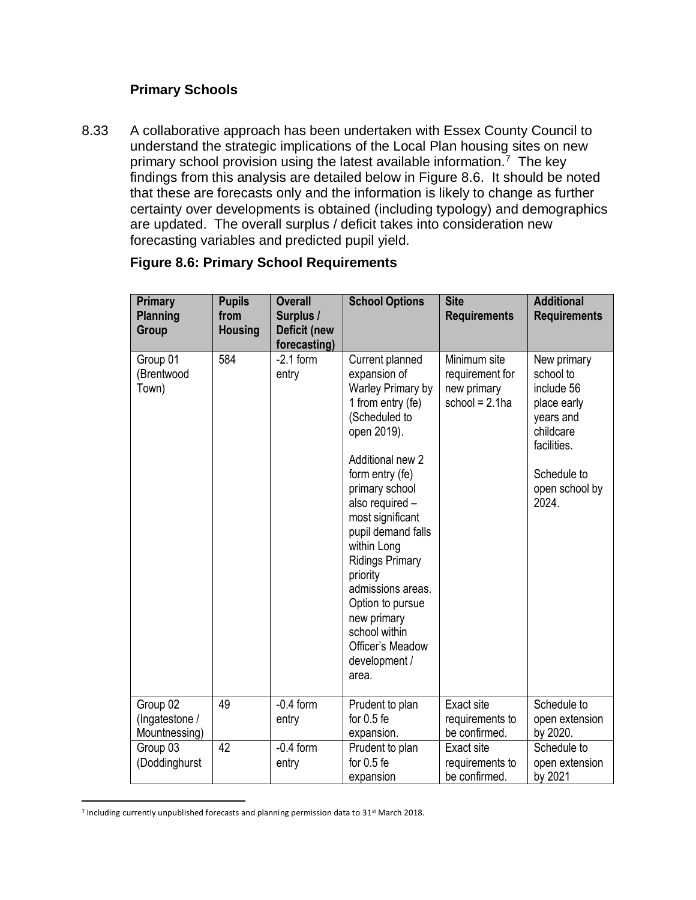### Primary Schools

8.33 A collaborative approach has been undertaken with Essex County Council to understand the strategic implications of the Local Plan housing sites on new primary school provision using the latest available information.[7] The key findings from this analysis are detailed below in Figure 8.6. It should be noted that these are forecasts only and the information is likely to change as further certainty over developments is obtained (including typology) and demographics are updated. The overall surplus / deficit takes into consideration new forecasting variables and predicted pupil yield.

**Figure 8.6: Primary School Requirements**

| Primary Planning Group | Pupils from Housing | Overall Surplus / Deficit (new forecasting) | School Options | Site Requirements | Additional Requirements |
|---|---|---|---|---|---|
| Group 01 (Brentwood Town) | 584 | -2.1 form entry | Current planned expansion of Warley Primary by 1 from entry (fe) (Scheduled to open 2019).<br><br>Additional new 2 form entry (fe) primary school also required – most significant pupil demand falls within Long Ridings Primary priority admissions areas. Option to pursue new primary school within Officer's Meadow development / area. | Minimum site requirement for new primary school = 2.1ha | New primary school to include 56 place early years and childcare facilities.<br><br>Schedule to open school by 2024. |
| Group 02 (Ingatestone / Mountnessing) | 49 | -0.4 form entry | Prudent to plan for 0.5 fe expansion. | Exact site requirements to be confirmed. | Schedule to open extension by 2020. |
| Group 03 (Doddinghurst | 42 | -0.4 form entry | Prudent to plan for 0.5 fe expansion | Exact site requirements to be confirmed. | Schedule to open extension by 2021 |

[7] Including currently unpublished forecasts and planning permission data to 31st March 2018.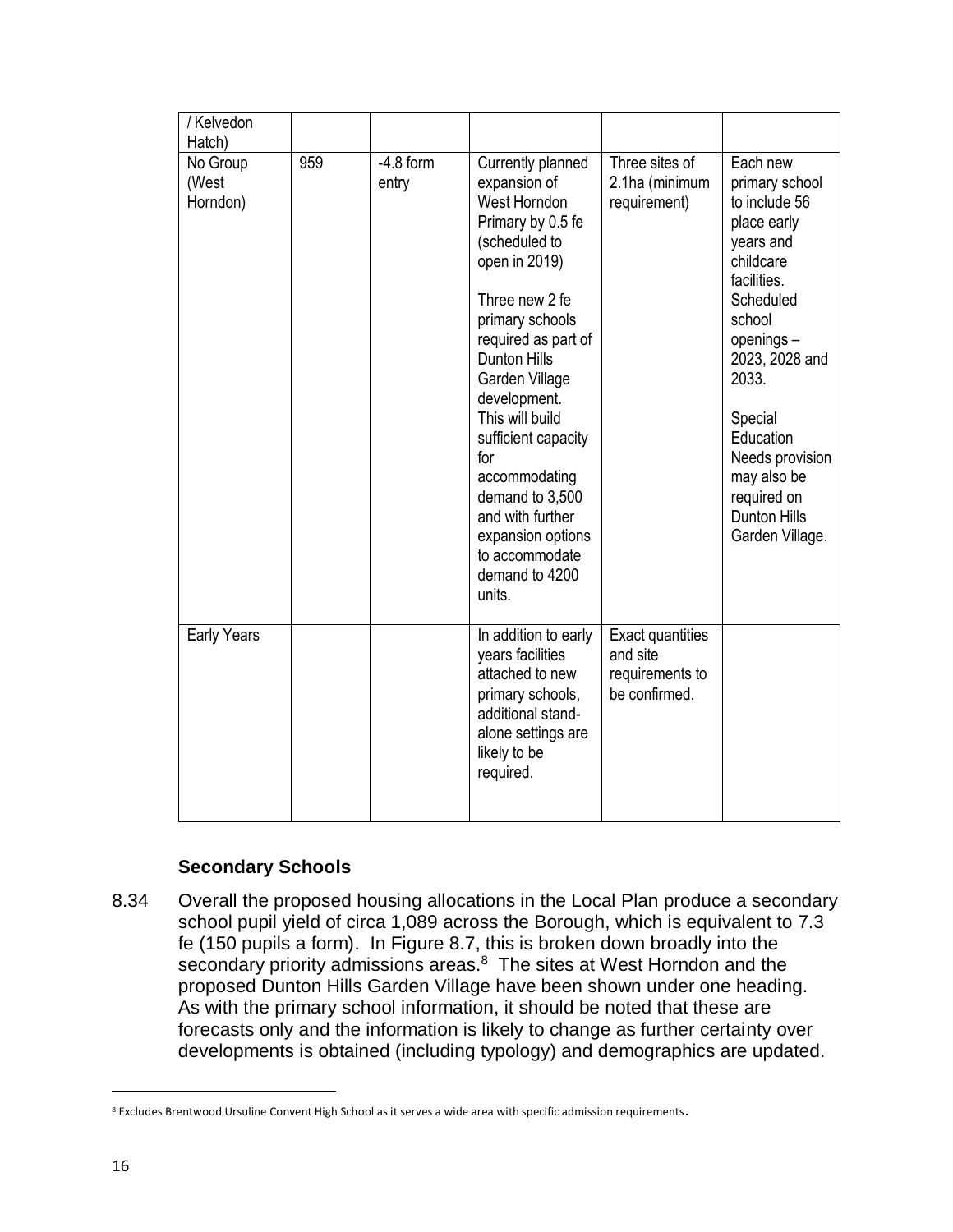| / Kelvedon Hatch) | | | | | |
|---|---|---|---|---|---|
| No Group (West Horndon) | 959 | -4.8 form entry | Currently planned expansion of West Horndon Primary by 0.5 fe (scheduled to open in 2019)<br><br>Three new 2 fe primary schools required as part of Dunton Hills Garden Village development. This will build sufficient capacity for accommodating demand to 3,500 and with further expansion options to accommodate demand to 4200 units. | Three sites of 2.1ha (minimum requirement) | Each new primary school to include 56 place early years and childcare facilities. Scheduled school openings – 2023, 2028 and 2033.<br><br>Special Education Needs provision may also be required on Dunton Hills Garden Village. |
| Early Years | | | In addition to early years facilities attached to new primary schools, additional stand-alone settings are likely to be required. | Exact quantities and site requirements to be confirmed. | |

### Secondary Schools

8.34 Overall the proposed housing allocations in the Local Plan produce a secondary school pupil yield of circa 1,089 across the Borough, which is equivalent to 7.3 fe (150 pupils a form). In Figure 8.7, this is broken down broadly into the secondary priority admissions areas.[8] The sites at West Horndon and the proposed Dunton Hills Garden Village have been shown under one heading. As with the primary school information, it should be noted that these are forecasts only and the information is likely to change as further certainty over developments is obtained (including typology) and demographics are updated.

[8] Excludes Brentwood Ursuline Convent High School as it serves a wide area with specific admission requirements.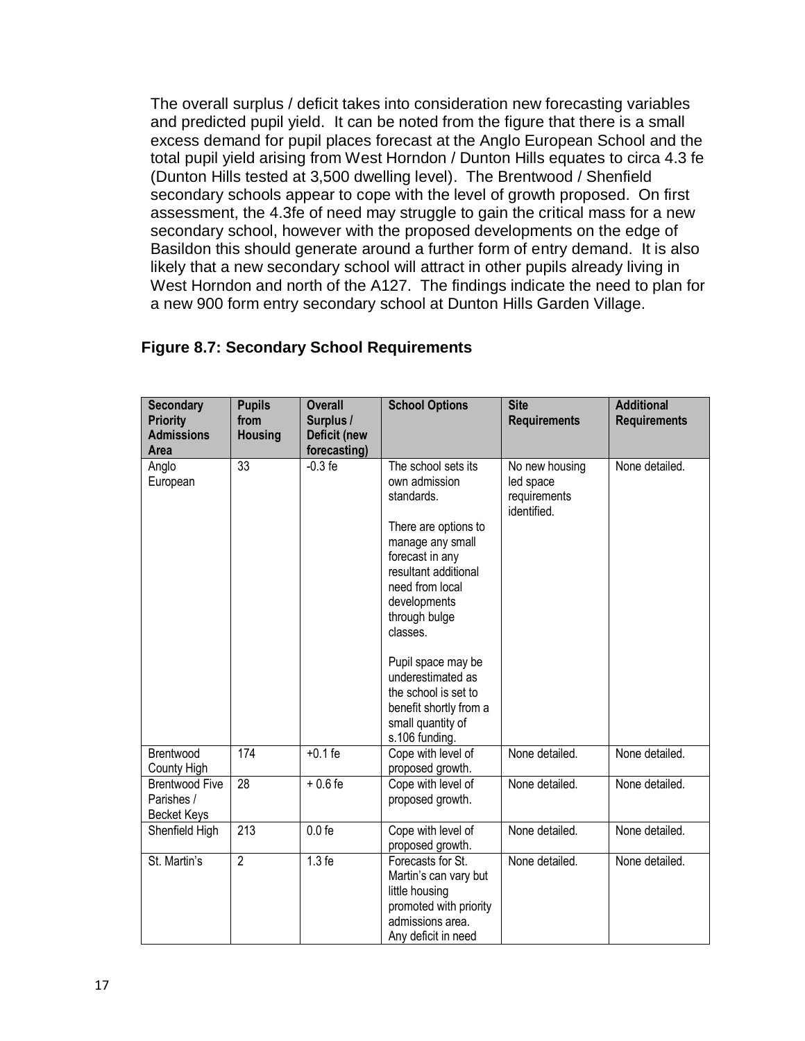The overall surplus / deficit takes into consideration new forecasting variables and predicted pupil yield. It can be noted from the figure that there is a small excess demand for pupil places forecast at the Anglo European School and the total pupil yield arising from West Horndon / Dunton Hills equates to circa 4.3 fe (Dunton Hills tested at 3,500 dwelling level). The Brentwood / Shenfield secondary schools appear to cope with the level of growth proposed. On first assessment, the 4.3fe of need may struggle to gain the critical mass for a new secondary school, however with the proposed developments on the edge of Basildon this should generate around a further form of entry demand. It is also likely that a new secondary school will attract in other pupils already living in West Horndon and north of the A127. The findings indicate the need to plan for a new 900 form entry secondary school at Dunton Hills Garden Village.

**Figure 8.7: Secondary School Requirements**

| Secondary Priority Admissions Area | Pupils from Housing | Overall Surplus / Deficit (new forecasting) | School Options | Site Requirements | Additional Requirements |
|---|---|---|---|---|---|
| Anglo European | 33 | -0.3 fe | The school sets its own admission standards.<br><br>There are options to manage any small forecast in any resultant additional need from local developments through bulge classes.<br><br>Pupil space may be underestimated as the school is set to benefit shortly from a small quantity of s.106 funding. | No new housing led space requirements identified. | None detailed. |
| Brentwood County High | 174 | +0.1 fe | Cope with level of proposed growth. | None detailed. | None detailed. |
| Brentwood Five Parishes / Becket Keys | 28 | + 0.6 fe | Cope with level of proposed growth. | None detailed. | None detailed. |
| Shenfield High | 213 | 0.0 fe | Cope with level of proposed growth. | None detailed. | None detailed. |
| St. Martin's | 2 | 1.3 fe | Forecasts for St. Martin's can vary but little housing promoted with priority admissions area. Any deficit in need | None detailed. | None detailed. |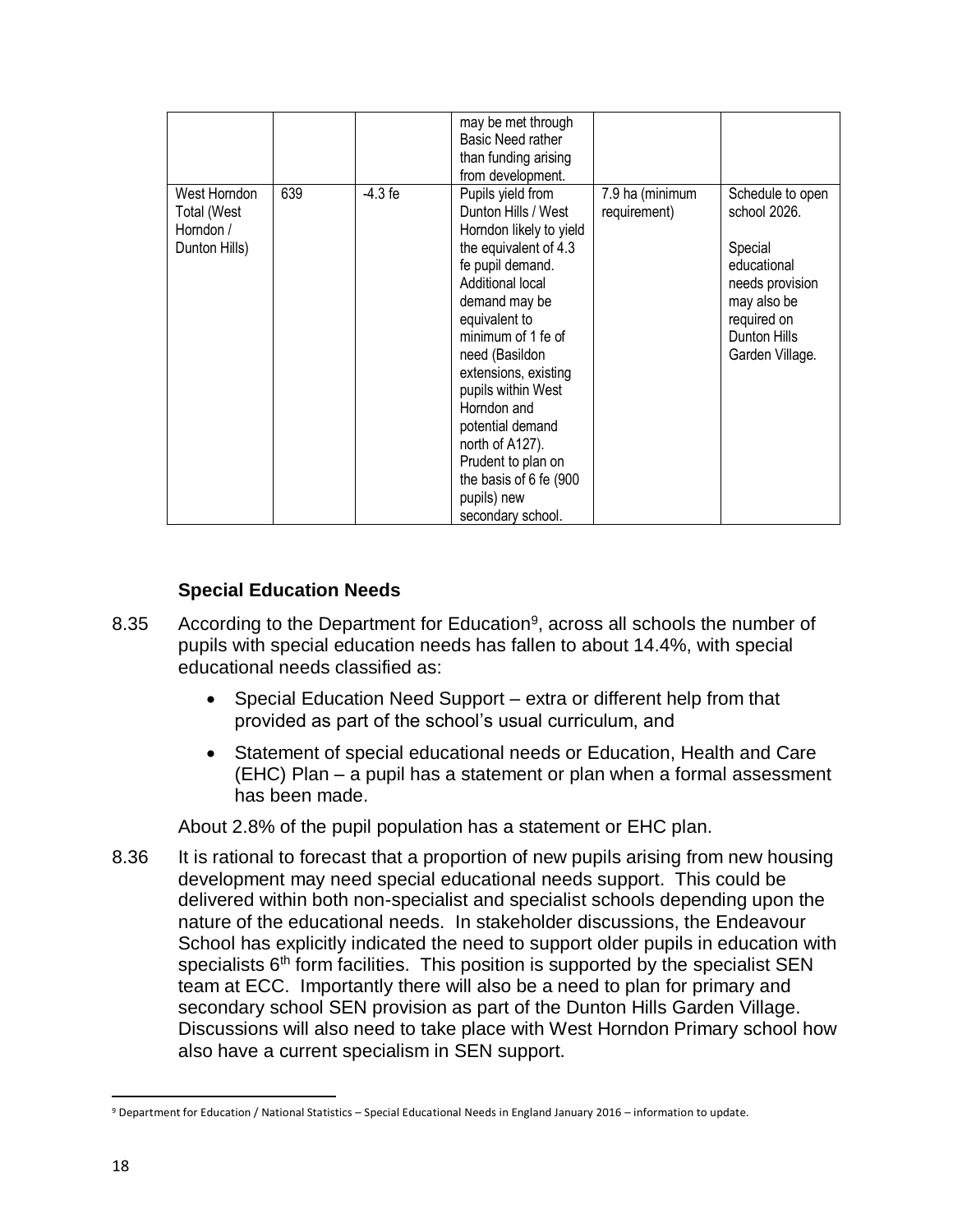| | | | may be met through Basic Need rather than funding arising from development. | | |
|---|---|---|---|---|---|
| West Horndon Total (West Horndon / Dunton Hills) | 639 | -4.3 fe | Pupils yield from Dunton Hills / West Horndon likely to yield the equivalent of 4.3 fe pupil demand. Additional local demand may be equivalent to minimum of 1 fe of need (Basildon extensions, existing pupils within West Horndon and potential demand north of A127). Prudent to plan on the basis of 6 fe (900 pupils) new secondary school. | 7.9 ha (minimum requirement) | Schedule to open school 2026. Special educational needs provision may also be required on Dunton Hills Garden Village. |

### Special Education Needs

8.35 According to the Department for Education[9], across all schools the number of pupils with special education needs has fallen to about 14.4%, with special educational needs classified as:

- Special Education Need Support – extra or different help from that provided as part of the school's usual curriculum, and
- Statement of special educational needs or Education, Health and Care (EHC) Plan – a pupil has a statement or plan when a formal assessment has been made.

About 2.8% of the pupil population has a statement or EHC plan.

8.36 It is rational to forecast that a proportion of new pupils arising from new housing development may need special educational needs support. This could be delivered within both non-specialist and specialist schools depending upon the nature of the educational needs. In stakeholder discussions, the Endeavour School has explicitly indicated the need to support older pupils in education with specialists 6th form facilities. This position is supported by the specialist SEN team at ECC. Importantly there will also be a need to plan for primary and secondary school SEN provision as part of the Dunton Hills Garden Village. Discussions will also need to take place with West Horndon Primary school how also have a current specialism in SEN support.

[9] Department for Education / National Statistics – Special Educational Needs in England January 2016 – information to update.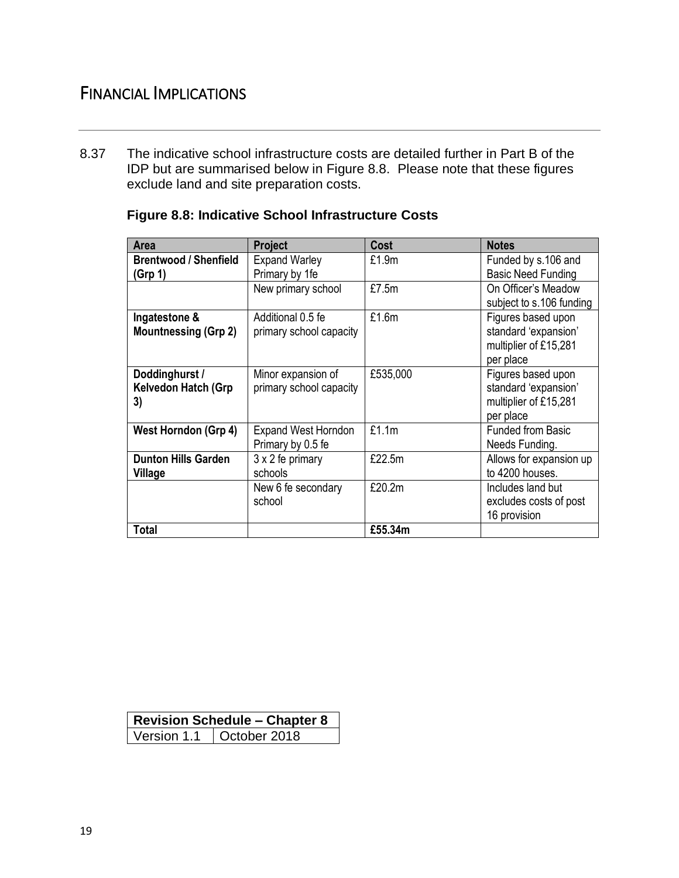# Financial Implications

8.37 The indicative school infrastructure costs are detailed further in Part B of the IDP but are summarised below in Figure 8.8. Please note that these figures exclude land and site preparation costs.

**Figure 8.8: Indicative School Infrastructure Costs**

| Area | Project | Cost | Notes |
|---|---|---|---|
| **Brentwood / Shenfield (Grp 1)** | Expand Warley Primary by 1fe | £1.9m | Funded by s.106 and Basic Need Funding |
| | New primary school | £7.5m | On Officer's Meadow subject to s.106 funding |
| **Ingatestone & Mountnessing (Grp 2)** | Additional 0.5 fe primary school capacity | £1.6m | Figures based upon standard 'expansion' multiplier of £15,281 per place |
| **Doddinghurst / Kelvedon Hatch (Grp 3)** | Minor expansion of primary school capacity | £535,000 | Figures based upon standard 'expansion' multiplier of £15,281 per place |
| **West Horndon (Grp 4)** | Expand West Horndon Primary by 0.5 fe | £1.1m | Funded from Basic Needs Funding. |
| **Dunton Hills Garden Village** | 3 x 2 fe primary schools | £22.5m | Allows for expansion up to 4200 houses. |
| | New 6 fe secondary school | £20.2m | Includes land but excludes costs of post 16 provision |
| **Total** | | **£55.34m** | |

| Revision Schedule – Chapter 8 | |
|---|---|
| Version 1.1 | October 2018 |